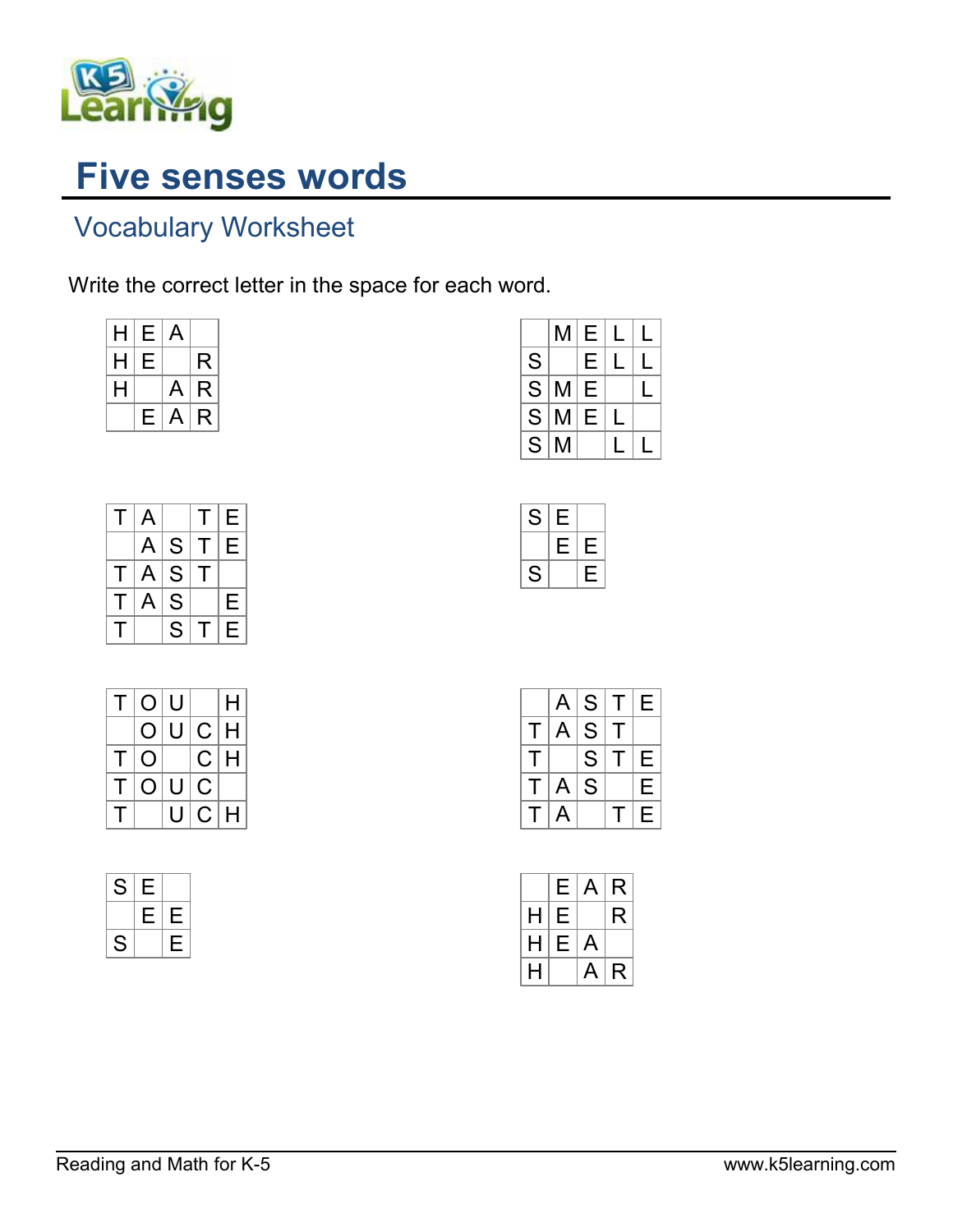# Five senses words

## Vocabulary Worksheet

Write the correct letter in the space for each word.

| H | E | A |   |
|---|---|---|---|
| H | E |   | R |
| H |   | A | R |
|   | E | A | R |

|   | M | E | L | L |
|---|---|---|---|---|
| S |   | E | L | L |
| S | M | E |   | L |
| S | M | E | L |   |
| S | M |   | L | L |

| T | A |   | T | E |
|---|---|---|---|---|
|   | A | S | T | E |
| T | A | S | T |   |
| T | A | S |   | E |
| T |   | S | T | E |

| S | E |   |
|---|---|---|
|   | E | E |
| S |   | E |

| T | O | U |   | H |
|---|---|---|---|---|
|   | O | U | C | H |
| T | O |   | C | H |
| T | O | U | C |   |
| T |   | U | C | H |

|   | A | S | T | E |
|---|---|---|---|---|
| T | A | S | T |   |
| T |   | S | T | E |
| T | A | S |   | E |
| T | A |   | T | E |

| S | E |   |
|---|---|---|
|   | E | E |
| S |   | E |

|   | E | A | R |
|---|---|---|---|
| H | E |   | R |
| H | E | A |   |
| H |   | A | R |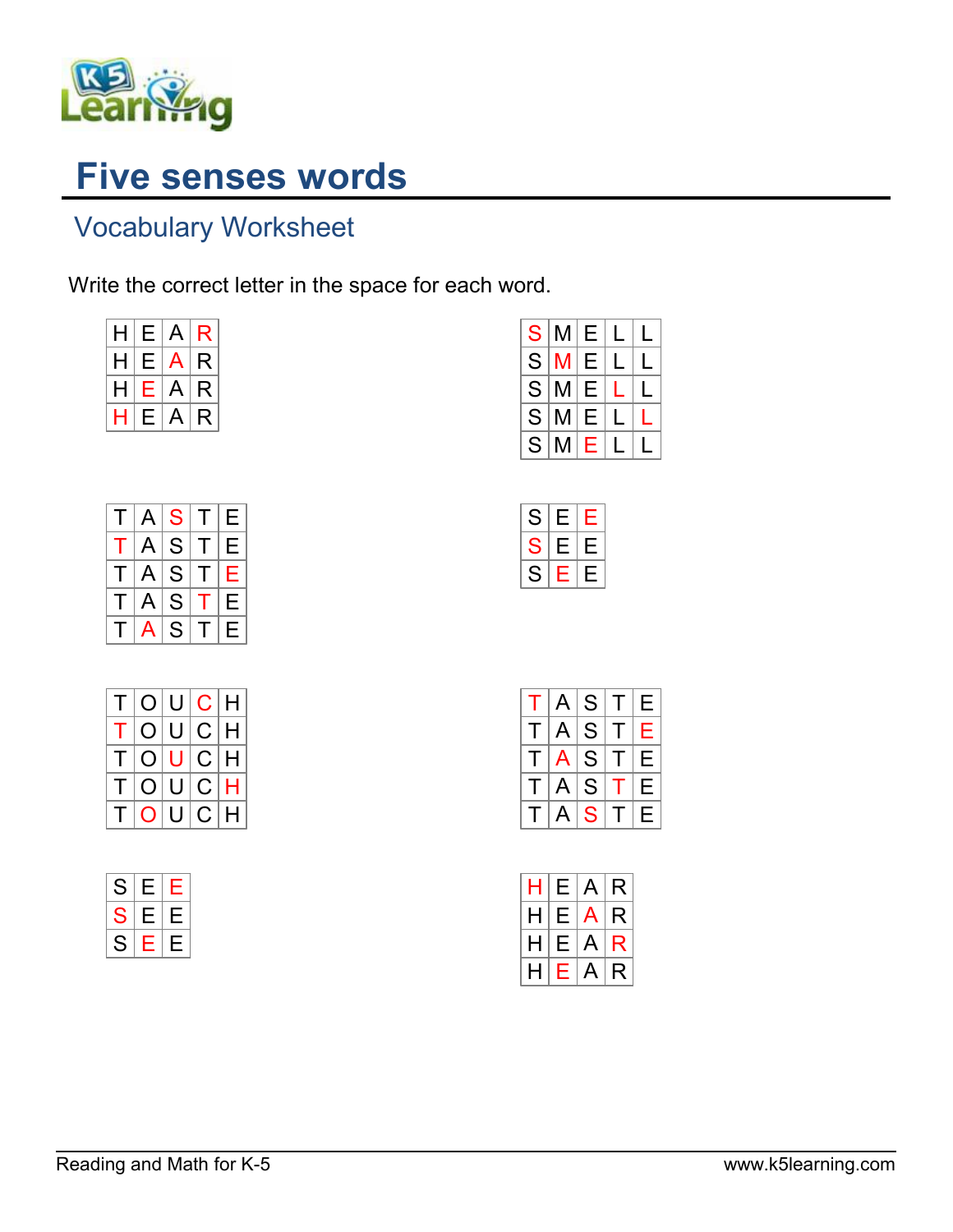# Five senses words

## Vocabulary Worksheet

Write the correct letter in the space for each word.

| | | | |
|---|---|---|---|
| H | E | A | R |
| H | E | A | R |
| H | E | A | R |
| H | E | A | R |

| | | | | |
|---|---|---|---|---|
| S | M | E | L | L |
| S | M | E | L | L |
| S | M | E | L | L |
| S | M | E | L | L |
| S | M | E | L | L |

| | | | | |
|---|---|---|---|---|
| T | A | S | T | E |
| T | A | S | T | E |
| T | A | S | T | E |
| T | A | S | T | E |
| T | A | S | T | E |

| | | |
|---|---|---|
| S | E | E |
| S | E | E |
| S | E | E |

| | | | | |
|---|---|---|---|---|
| T | O | U | C | H |
| T | O | U | C | H |
| T | O | U | C | H |
| T | O | U | C | H |
| T | O | U | C | H |

| | | | | |
|---|---|---|---|---|
| T | A | S | T | E |
| T | A | S | T | E |
| T | A | S | T | E |
| T | A | S | T | E |
| T | A | S | T | E |

| | | |
|---|---|---|
| S | E | E |
| S | E | E |
| S | E | E |

| | | | |
|---|---|---|---|
| H | E | A | R |
| H | E | A | R |
| H | E | A | R |
| H | E | A | R |